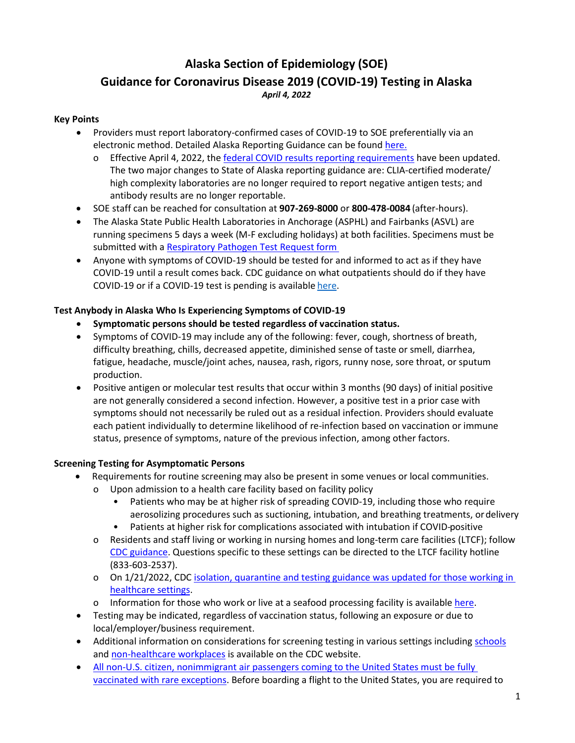# Alaska Section of Epidemiology (SOE)

## Guidance for Coronavirus Disease 2019 (COVID-19) Testing in Alaska

*April 4, 2022*

### Key Points

- Providers must report laboratory-confirmed cases of COVID-19 to SOE preferentially via an electronic method. Detailed Alaska Reporting Guidance can be found here.
  - Effective April 4, 2022, the federal COVID results reporting requirements have been updated. The two major changes to State of Alaska reporting guidance are: CLIA-certified moderate/ high complexity laboratories are no longer required to report negative antigen tests; and antibody results are no longer reportable.
- SOE staff can be reached for consultation at **907-269-8000** or **800-478-0084** (after-hours).
- The Alaska State Public Health Laboratories in Anchorage (ASPHL) and Fairbanks (ASVL) are running specimens 5 days a week (M-F excluding holidays) at both facilities. Specimens must be submitted with a Respiratory Pathogen Test Request form
- Anyone with symptoms of COVID-19 should be tested for and informed to act as if they have COVID-19 until a result comes back. CDC guidance on what outpatients should do if they have COVID-19 or if a COVID-19 test is pending is available here.

### Test Anybody in Alaska Who Is Experiencing Symptoms of COVID-19

- **Symptomatic persons should be tested regardless of vaccination status.**
- Symptoms of COVID-19 may include any of the following: fever, cough, shortness of breath, difficulty breathing, chills, decreased appetite, diminished sense of taste or smell, diarrhea, fatigue, headache, muscle/joint aches, nausea, rash, rigors, runny nose, sore throat, or sputum production.
- Positive antigen or molecular test results that occur within 3 months (90 days) of initial positive are not generally considered a second infection. However, a positive test in a prior case with symptoms should not necessarily be ruled out as a residual infection. Providers should evaluate each patient individually to determine likelihood of re-infection based on vaccination or immune status, presence of symptoms, nature of the previous infection, among other factors.

### Screening Testing for Asymptomatic Persons

- Requirements for routine screening may also be present in some venues or local communities.
  - Upon admission to a health care facility based on facility policy
    - Patients who may be at higher risk of spreading COVID-19, including those who require aerosolizing procedures such as suctioning, intubation, and breathing treatments, or delivery
    - Patients at higher risk for complications associated with intubation if COVID-positive
  - Residents and staff living or working in nursing homes and long-term care facilities (LTCF); follow CDC guidance. Questions specific to these settings can be directed to the LTCF facility hotline (833-603-2537).
  - On 1/21/2022, CDC isolation, quarantine and testing guidance was updated for those working in healthcare settings.
  - Information for those who work or live at a seafood processing facility is available here.
- Testing may be indicated, regardless of vaccination status, following an exposure or due to local/employer/business requirement.
- Additional information on considerations for screening testing in various settings including schools and non-healthcare workplaces is available on the CDC website.
- All non-U.S. citizen, nonimmigrant air passengers coming to the United States must be fully vaccinated with rare exceptions. Before boarding a flight to the United States, you are required to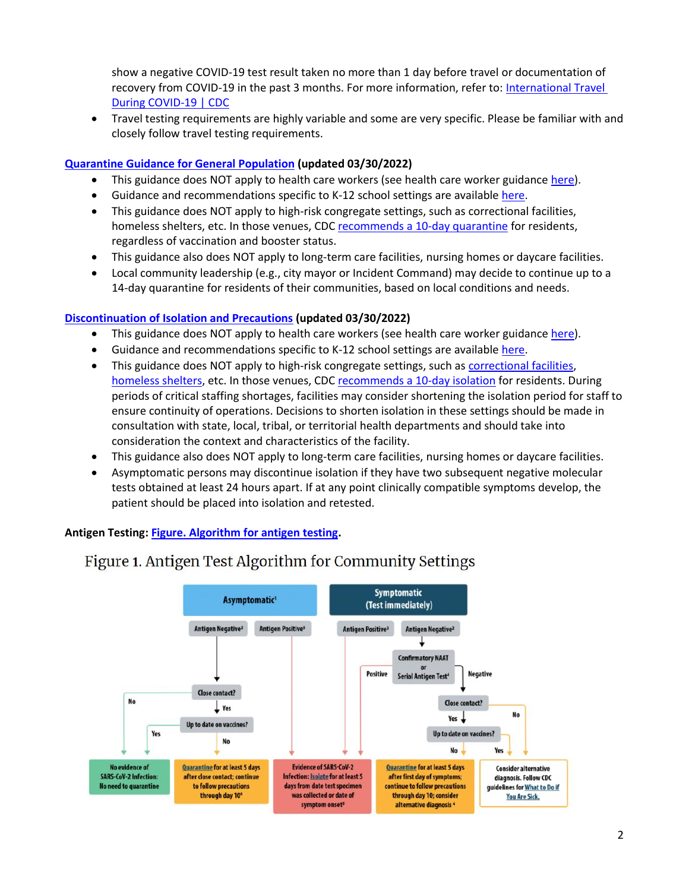show a negative COVID-19 test result taken no more than 1 day before travel or documentation of recovery from COVID-19 in the past 3 months. For more information, refer to: International Travel During COVID-19 | CDC

- Travel testing requirements are highly variable and some are very specific. Please be familiar with and closely follow travel testing requirements.

**Quarantine Guidance for General Population (updated 03/30/2022)**

- This guidance does NOT apply to health care workers (see health care worker guidance here).
- Guidance and recommendations specific to K-12 school settings are available here.
- This guidance does NOT apply to high-risk congregate settings, such as correctional facilities, homeless shelters, etc. In those venues, CDC recommends a 10-day quarantine for residents, regardless of vaccination and booster status.
- This guidance also does NOT apply to long-term care facilities, nursing homes or daycare facilities.
- Local community leadership (e.g., city mayor or Incident Command) may decide to continue up to a 14-day quarantine for residents of their communities, based on local conditions and needs.

**Discontinuation of Isolation and Precautions (updated 03/30/2022)**

- This guidance does NOT apply to health care workers (see health care worker guidance here).
- Guidance and recommendations specific to K-12 school settings are available here.
- This guidance does NOT apply to high-risk congregate settings, such as correctional facilities, homeless shelters, etc. In those venues, CDC recommends a 10-day isolation for residents. During periods of critical staffing shortages, facilities may consider shortening the isolation period for staff to ensure continuity of operations. Decisions to shorten isolation in these settings should be made in consultation with state, local, tribal, or territorial health departments and should take into consideration the context and characteristics of the facility.
- This guidance also does NOT apply to long-term care facilities, nursing homes or daycare facilities.
- Asymptomatic persons may discontinue isolation if they have two subsequent negative molecular tests obtained at least 24 hours apart. If at any point clinically compatible symptoms develop, the patient should be placed into isolation and retested.

**Antigen Testing: Figure. Algorithm for antigen testing.**

Figure 1. Antigen Test Algorithm for Community Settings

Asymptomatic[1]
- Antigen Negative[2] → Close contact?
  - No → No evidence of SARS-CoV-2 Infection: No need to quarantine
  - Yes → Up to date on vaccines?
    - Yes → No evidence of SARS-CoV-2 Infection: No need to quarantine
    - No → Quarantine for at least 5 days after close contact; continue to follow precautions through day 10[6]
- Antigen Positive[3] → Evidence of SARS-CoV-2 Infection: Isolate for at least 5 days from date test specimen was collected or date of symptom onset[9]

Symptomatic (Test immediately)
- Antigen Positive[3] → Evidence of SARS-CoV-2 Infection: Isolate for at least 5 days from date test specimen was collected or date of symptom onset[9]
- Antigen Negative[2] → Confirmatory NAAT or Serial Antigen Test[4]
  - Positive → Evidence of SARS-CoV-2 Infection: Isolate for at least 5 days from date test specimen was collected or date of symptom onset[9]
  - Negative → Close contact?
    - No → Consider alternative diagnosis. Follow CDC guidelines for What to Do if You Are Sick.
    - Yes → Up to date on vaccines?
      - No → Quarantine for at least 5 days after first day of symptoms; continue to follow precautions through day 10; consider alternative diagnosis[4]
      - Yes → Consider alternative diagnosis. Follow CDC guidelines for What to Do if You Are Sick.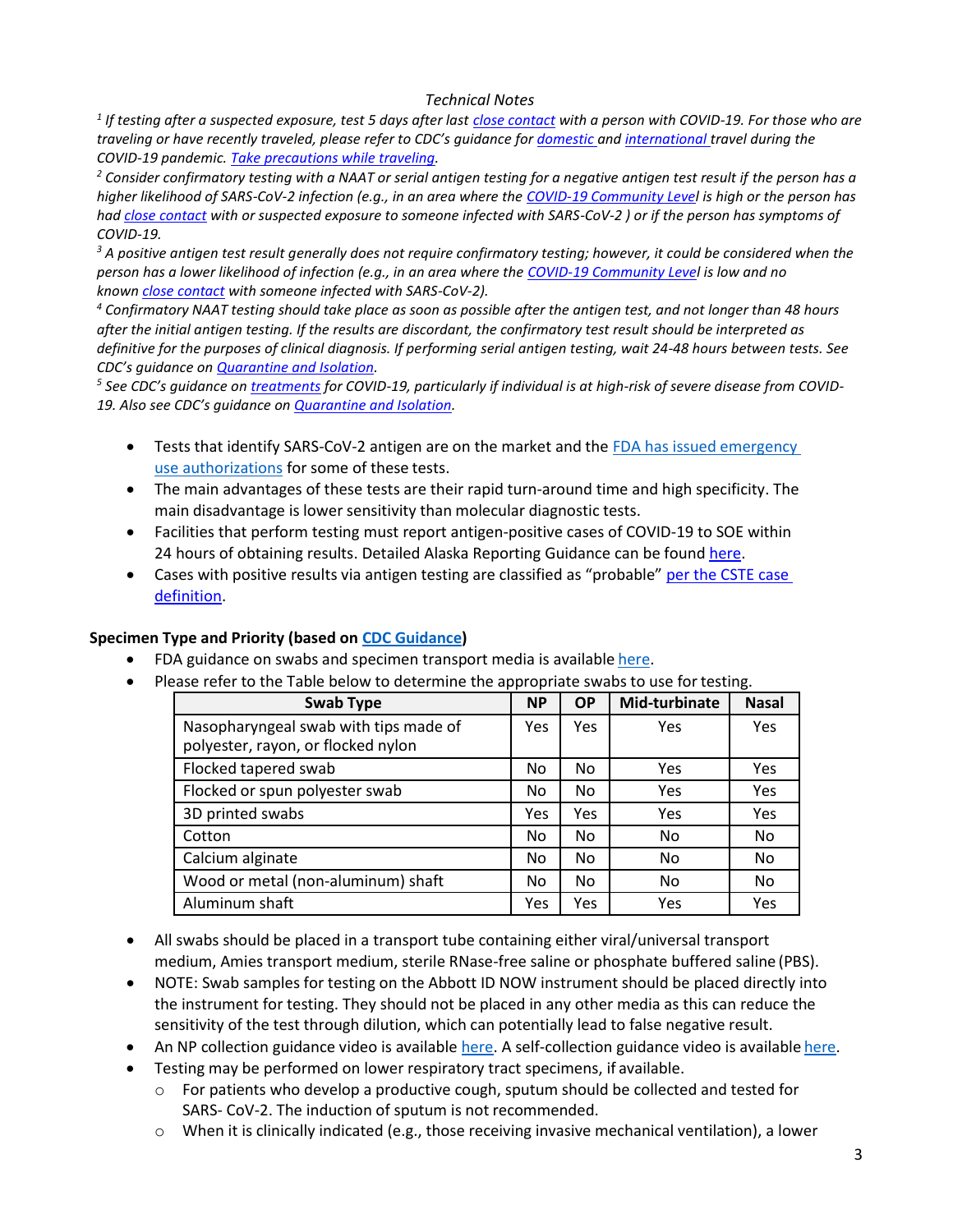*Technical Notes*

*[1] If testing after a suspected exposure, test 5 days after last close contact with a person with COVID-19. For those who are traveling or have recently traveled, please refer to CDC's guidance for domestic and international travel during the COVID-19 pandemic. Take precautions while traveling.*

*[2] Consider confirmatory testing with a NAAT or serial antigen testing for a negative antigen test result if the person has a higher likelihood of SARS-CoV-2 infection (e.g., in an area where the COVID-19 Community Level is high or the person has had close contact with or suspected exposure to someone infected with SARS-CoV-2 ) or if the person has symptoms of COVID-19.*

*[3] A positive antigen test result generally does not require confirmatory testing; however, it could be considered when the person has a lower likelihood of infection (e.g., in an area where the COVID-19 Community Level is low and no known close contact with someone infected with SARS-CoV-2).*

*[4] Confirmatory NAAT testing should take place as soon as possible after the antigen test, and not longer than 48 hours after the initial antigen testing. If the results are discordant, the confirmatory test result should be interpreted as definitive for the purposes of clinical diagnosis. If performing serial antigen testing, wait 24-48 hours between tests. See CDC's guidance on Quarantine and Isolation.*

*[5] See CDC's guidance on treatments for COVID-19, particularly if individual is at high-risk of severe disease from COVID-19. Also see CDC's guidance on Quarantine and Isolation.*

- Tests that identify SARS-CoV-2 antigen are on the market and the FDA has issued emergency use authorizations for some of these tests.
- The main advantages of these tests are their rapid turn-around time and high specificity. The main disadvantage is lower sensitivity than molecular diagnostic tests.
- Facilities that perform testing must report antigen-positive cases of COVID-19 to SOE within 24 hours of obtaining results. Detailed Alaska Reporting Guidance can be found here.
- Cases with positive results via antigen testing are classified as "probable" per the CSTE case definition.

**Specimen Type and Priority (based on CDC Guidance)**

- FDA guidance on swabs and specimen transport media is available here.
- Please refer to the Table below to determine the appropriate swabs to use for testing.

| Swab Type | NP | OP | Mid-turbinate | Nasal |
|---|---|---|---|---|
| Nasopharyngeal swab with tips made of polyester, rayon, or flocked nylon | Yes | Yes | Yes | Yes |
| Flocked tapered swab | No | No | Yes | Yes |
| Flocked or spun polyester swab | No | No | Yes | Yes |
| 3D printed swabs | Yes | Yes | Yes | Yes |
| Cotton | No | No | No | No |
| Calcium alginate | No | No | No | No |
| Wood or metal (non-aluminum) shaft | No | No | No | No |
| Aluminum shaft | Yes | Yes | Yes | Yes |

- All swabs should be placed in a transport tube containing either viral/universal transport medium, Amies transport medium, sterile RNase-free saline or phosphate buffered saline (PBS).
- NOTE: Swab samples for testing on the Abbott ID NOW instrument should be placed directly into the instrument for testing. They should not be placed in any other media as this can reduce the sensitivity of the test through dilution, which can potentially lead to false negative result.
- An NP collection guidance video is available here. A self-collection guidance video is available here.
- Testing may be performed on lower respiratory tract specimens, if available.
  - For patients who develop a productive cough, sputum should be collected and tested for SARS- CoV-2. The induction of sputum is not recommended.
  - When it is clinically indicated (e.g., those receiving invasive mechanical ventilation), a lower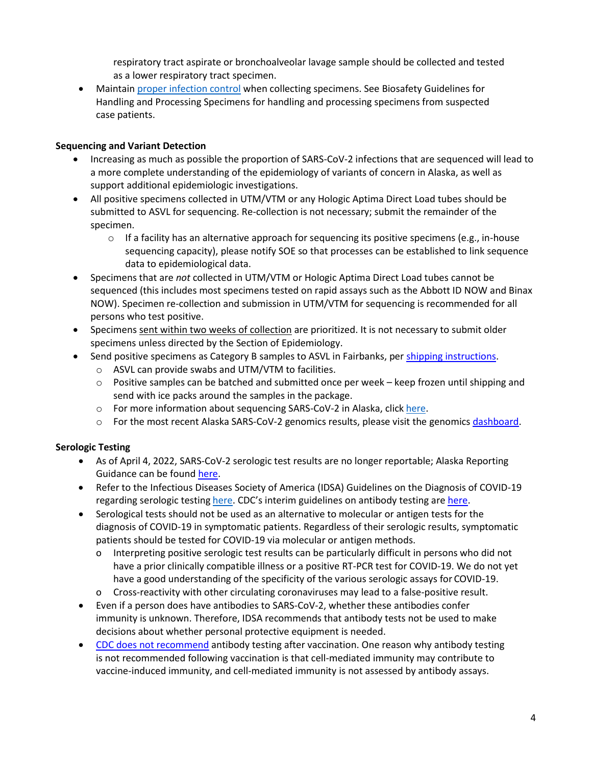respiratory tract aspirate or bronchoalveolar lavage sample should be collected and tested as a lower respiratory tract specimen.

- Maintain proper infection control when collecting specimens. See Biosafety Guidelines for Handling and Processing Specimens for handling and processing specimens from suspected case patients.

**Sequencing and Variant Detection**

- Increasing as much as possible the proportion of SARS-CoV-2 infections that are sequenced will lead to a more complete understanding of the epidemiology of variants of concern in Alaska, as well as support additional epidemiologic investigations.
- All positive specimens collected in UTM/VTM or any Hologic Aptima Direct Load tubes should be submitted to ASVL for sequencing. Re-collection is not necessary; submit the remainder of the specimen.
    - If a facility has an alternative approach for sequencing its positive specimens (e.g., in-house sequencing capacity), please notify SOE so that processes can be established to link sequence data to epidemiological data.
- Specimens that are *not* collected in UTM/VTM or Hologic Aptima Direct Load tubes cannot be sequenced (this includes most specimens tested on rapid assays such as the Abbott ID NOW and Binax NOW). Specimen re-collection and submission in UTM/VTM for sequencing is recommended for all persons who test positive.
- Specimens sent within two weeks of collection are prioritized. It is not necessary to submit older specimens unless directed by the Section of Epidemiology.
- Send positive specimens as Category B samples to ASVL in Fairbanks, per shipping instructions.
    - ASVL can provide swabs and UTM/VTM to facilities.
    - Positive samples can be batched and submitted once per week – keep frozen until shipping and send with ice packs around the samples in the package.
    - For more information about sequencing SARS-CoV-2 in Alaska, click here.
    - For the most recent Alaska SARS-CoV-2 genomics results, please visit the genomics dashboard.

**Serologic Testing**

- As of April 4, 2022, SARS-CoV-2 serologic test results are no longer reportable; Alaska Reporting Guidance can be found here.
- Refer to the Infectious Diseases Society of America (IDSA) Guidelines on the Diagnosis of COVID-19 regarding serologic testing here. CDC's interim guidelines on antibody testing are here.
- Serological tests should not be used as an alternative to molecular or antigen tests for the diagnosis of COVID-19 in symptomatic patients. Regardless of their serologic results, symptomatic patients should be tested for COVID-19 via molecular or antigen methods.
    - Interpreting positive serologic test results can be particularly difficult in persons who did not have a prior clinically compatible illness or a positive RT-PCR test for COVID-19. We do not yet have a good understanding of the specificity of the various serologic assays for COVID-19.
    - Cross-reactivity with other circulating coronaviruses may lead to a false-positive result.
- Even if a person does have antibodies to SARS-CoV-2, whether these antibodies confer immunity is unknown. Therefore, IDSA recommends that antibody tests not be used to make decisions about whether personal protective equipment is needed.
- CDC does not recommend antibody testing after vaccination. One reason why antibody testing is not recommended following vaccination is that cell-mediated immunity may contribute to vaccine-induced immunity, and cell-mediated immunity is not assessed by antibody assays.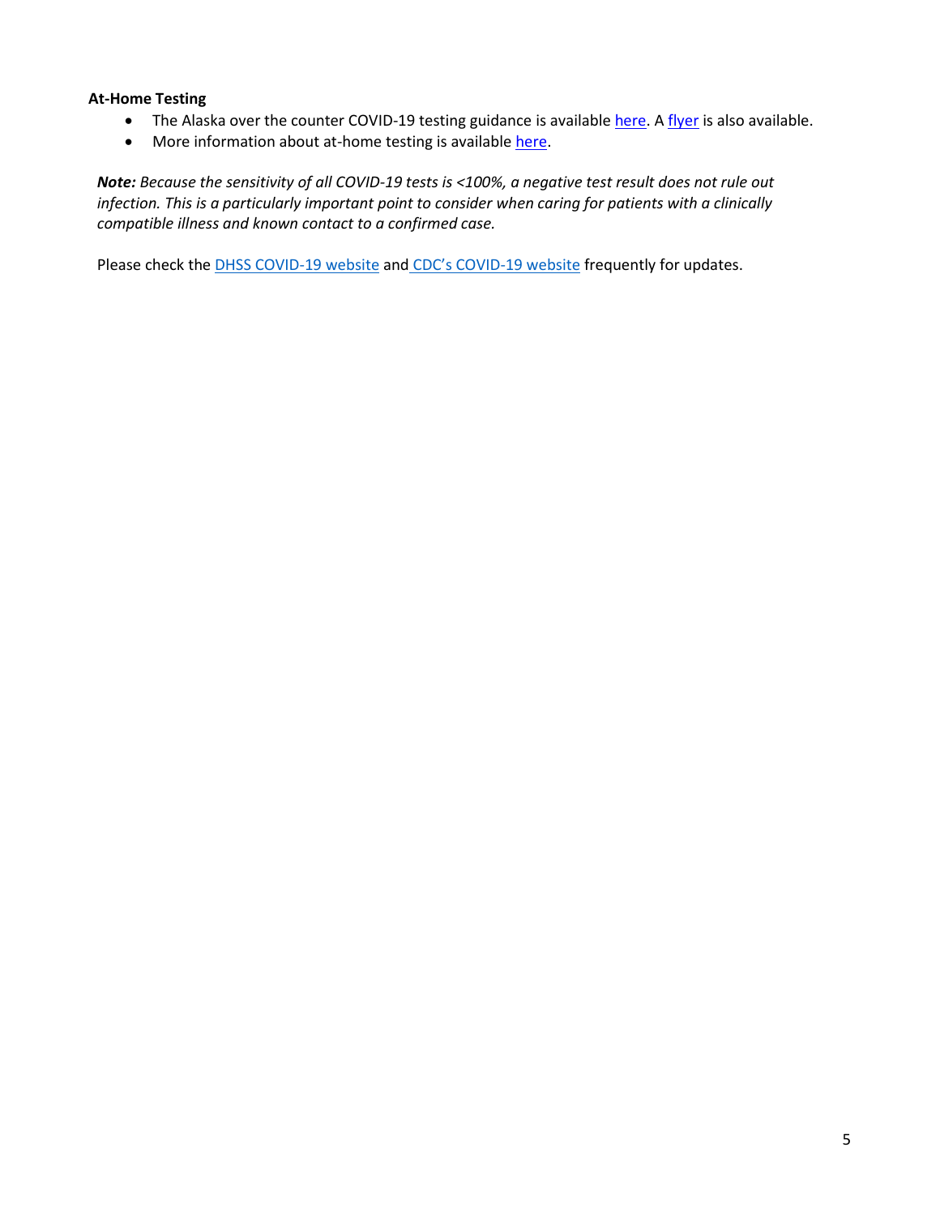**At-Home Testing**

- The Alaska over the counter COVID-19 testing guidance is available here. A flyer is also available.
- More information about at-home testing is available here.

***Note:*** *Because the sensitivity of all COVID-19 tests is <100%, a negative test result does not rule out infection. This is a particularly important point to consider when caring for patients with a clinically compatible illness and known contact to a confirmed case.*

Please check the DHSS COVID-19 website and CDC's COVID-19 website frequently for updates.